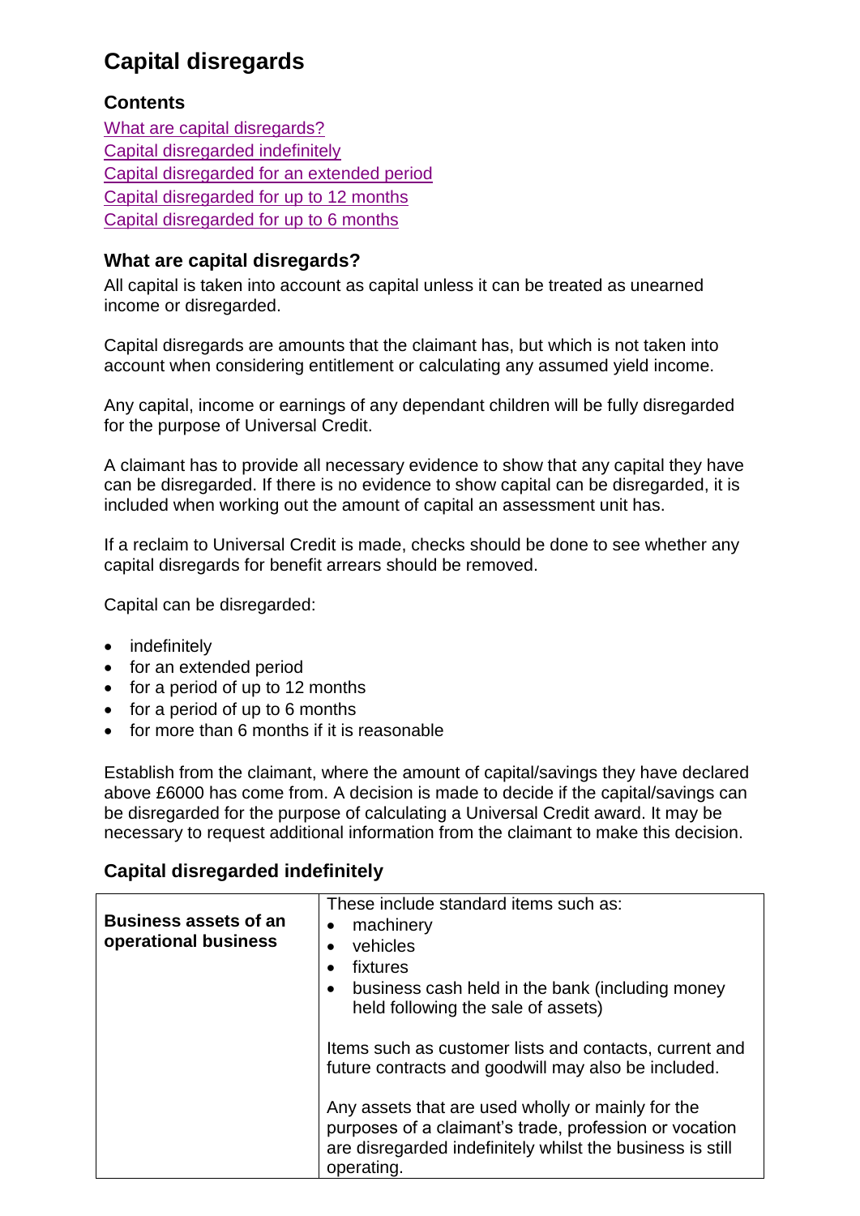# Capital disregards

## Contents

[What are capital disregards?](#what-are-capital-disregards)
[Capital disregarded indefinitely](#capital-disregarded-indefinitely)
[Capital disregarded for an extended period](#capital-disregarded-for-an-extended-period)
[Capital disregarded for up to 12 months](#capital-disregarded-for-up-to-12-months)
[Capital disregarded for up to 6 months](#capital-disregarded-for-up-to-6-months)

## What are capital disregards?

All capital is taken into account as capital unless it can be treated as unearned income or disregarded.

Capital disregards are amounts that the claimant has, but which is not taken into account when considering entitlement or calculating any assumed yield income.

Any capital, income or earnings of any dependant children will be fully disregarded for the purpose of Universal Credit.

A claimant has to provide all necessary evidence to show that any capital they have can be disregarded. If there is no evidence to show capital can be disregarded, it is included when working out the amount of capital an assessment unit has.

If a reclaim to Universal Credit is made, checks should be done to see whether any capital disregards for benefit arrears should be removed.

Capital can be disregarded:

- indefinitely
- for an extended period
- for a period of up to 12 months
- for a period of up to 6 months
- for more than 6 months if it is reasonable

Establish from the claimant, where the amount of capital/savings they have declared above £6000 has come from. A decision is made to decide if the capital/savings can be disregarded for the purpose of calculating a Universal Credit award. It may be necessary to request additional information from the claimant to make this decision.

## Capital disregarded indefinitely

| | |
|---|---|
| **Business assets of an operational business** | These include standard items such as:<br>• machinery<br>• vehicles<br>• fixtures<br>• business cash held in the bank (including money held following the sale of assets)<br><br>Items such as customer lists and contacts, current and future contracts and goodwill may also be included.<br><br>Any assets that are used wholly or mainly for the purposes of a claimant's trade, profession or vocation are disregarded indefinitely whilst the business is still operating. |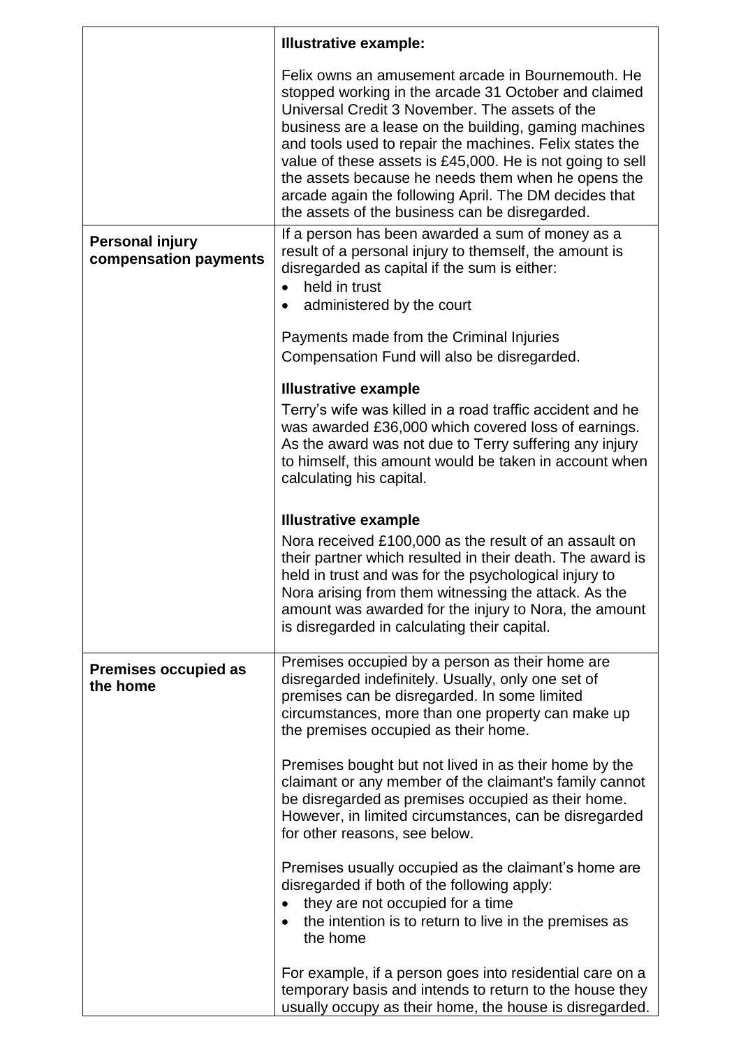| | |
|---|---|
| | **Illustrative example:**<br><br>Felix owns an amusement arcade in Bournemouth. He stopped working in the arcade 31 October and claimed Universal Credit 3 November. The assets of the business are a lease on the building, gaming machines and tools used to repair the machines. Felix states the value of these assets is £45,000. He is not going to sell the assets because he needs them when he opens the arcade again the following April. The DM decides that the assets of the business can be disregarded. |
| **Personal injury compensation payments** | If a person has been awarded a sum of money as a result of a personal injury to themself, the amount is disregarded as capital if the sum is either:<br>• held in trust<br>• administered by the court<br><br>Payments made from the Criminal Injuries Compensation Fund will also be disregarded.<br><br>**Illustrative example**<br>Terry's wife was killed in a road traffic accident and he was awarded £36,000 which covered loss of earnings. As the award was not due to Terry suffering any injury to himself, this amount would be taken in account when calculating his capital.<br><br>**Illustrative example**<br>Nora received £100,000 as the result of an assault on their partner which resulted in their death. The award is held in trust and was for the psychological injury to Nora arising from them witnessing the attack. As the amount was awarded for the injury to Nora, the amount is disregarded in calculating their capital. |
| **Premises occupied as the home** | Premises occupied by a person as their home are disregarded indefinitely. Usually, only one set of premises can be disregarded. In some limited circumstances, more than one property can make up the premises occupied as their home.<br><br>Premises bought but not lived in as their home by the claimant or any member of the claimant's family cannot be disregarded as premises occupied as their home. However, in limited circumstances, can be disregarded for other reasons, see below.<br><br>Premises usually occupied as the claimant's home are disregarded if both of the following apply:<br>• they are not occupied for a time<br>• the intention is to return to live in the premises as the home<br><br>For example, if a person goes into residential care on a temporary basis and intends to return to the house they usually occupy as their home, the house is disregarded. |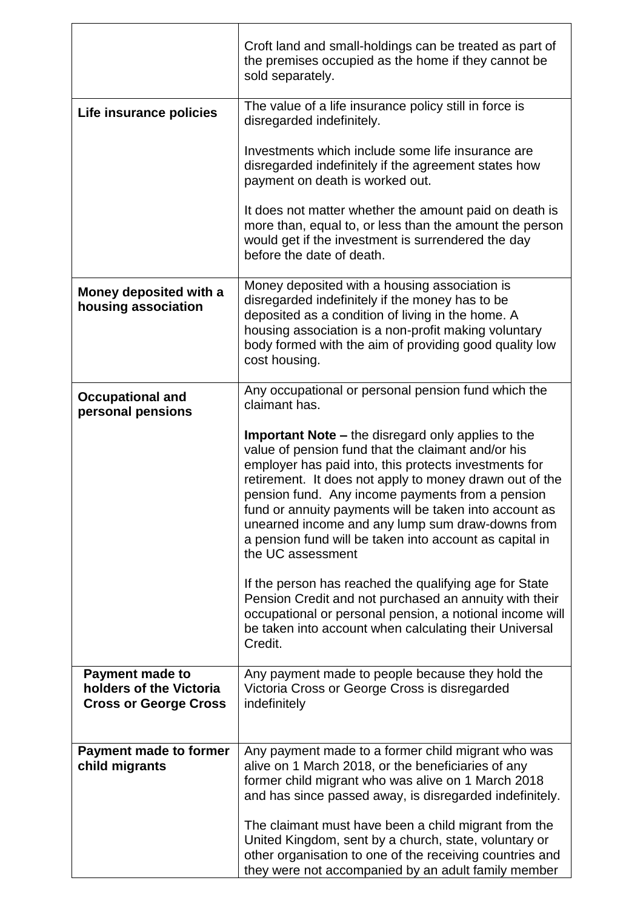| | |
|---|---|
| | Croft land and small-holdings can be treated as part of the premises occupied as the home if they cannot be sold separately. |
| **Life insurance policies** | The value of a life insurance policy still in force is disregarded indefinitely.<br><br>Investments which include some life insurance are disregarded indefinitely if the agreement states how payment on death is worked out.<br><br>It does not matter whether the amount paid on death is more than, equal to, or less than the amount the person would get if the investment is surrendered the day before the date of death. |
| **Money deposited with a housing association** | Money deposited with a housing association is disregarded indefinitely if the money has to be deposited as a condition of living in the home. A housing association is a non-profit making voluntary body formed with the aim of providing good quality low cost housing. |
| **Occupational and personal pensions** | Any occupational or personal pension fund which the claimant has.<br><br>**Important Note –** the disregard only applies to the value of pension fund that the claimant and/or his employer has paid into, this protects investments for retirement. It does not apply to money drawn out of the pension fund. Any income payments from a pension fund or annuity payments will be taken into account as unearned income and any lump sum draw-downs from a pension fund will be taken into account as capital in the UC assessment<br><br>If the person has reached the qualifying age for State Pension Credit and not purchased an annuity with their occupational or personal pension, a notional income will be taken into account when calculating their Universal Credit. |
| **Payment made to holders of the Victoria Cross or George Cross** | Any payment made to people because they hold the Victoria Cross or George Cross is disregarded indefinitely |
| **Payment made to former child migrants** | Any payment made to a former child migrant who was alive on 1 March 2018, or the beneficiaries of any former child migrant who was alive on 1 March 2018 and has since passed away, is disregarded indefinitely.<br><br>The claimant must have been a child migrant from the United Kingdom, sent by a church, state, voluntary or other organisation to one of the receiving countries and they were not accompanied by an adult family member |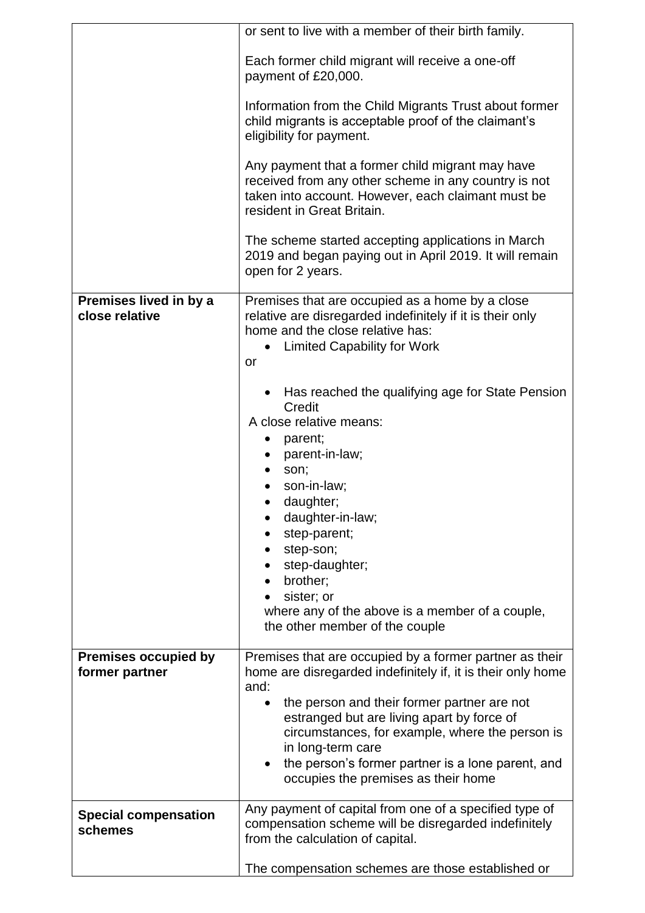| | |
|---|---|
| | or sent to live with a member of their birth family.<br><br>Each former child migrant will receive a one-off payment of £20,000.<br><br>Information from the Child Migrants Trust about former child migrants is acceptable proof of the claimant's eligibility for payment.<br><br>Any payment that a former child migrant may have received from any other scheme in any country is not taken into account. However, each claimant must be resident in Great Britain.<br><br>The scheme started accepting applications in March 2019 and began paying out in April 2019. It will remain open for 2 years. |
| **Premises lived in by a close relative** | Premises that are occupied as a home by a close relative are disregarded indefinitely if it is their only home and the close relative has:<br>• Limited Capability for Work<br>or<br>• Has reached the qualifying age for State Pension Credit<br>A close relative means:<br>• parent;<br>• parent-in-law;<br>• son;<br>• son-in-law;<br>• daughter;<br>• daughter-in-law;<br>• step-parent;<br>• step-son;<br>• step-daughter;<br>• brother;<br>• sister; or<br>where any of the above is a member of a couple, the other member of the couple |
| **Premises occupied by former partner** | Premises that are occupied by a former partner as their home are disregarded indefinitely if, it is their only home and:<br>• the person and their former partner are not estranged but are living apart by force of circumstances, for example, where the person is in long-term care<br>• the person's former partner is a lone parent, and occupies the premises as their home |
| **Special compensation schemes** | Any payment of capital from one of a specified type of compensation scheme will be disregarded indefinitely from the calculation of capital.<br><br>The compensation schemes are those established or |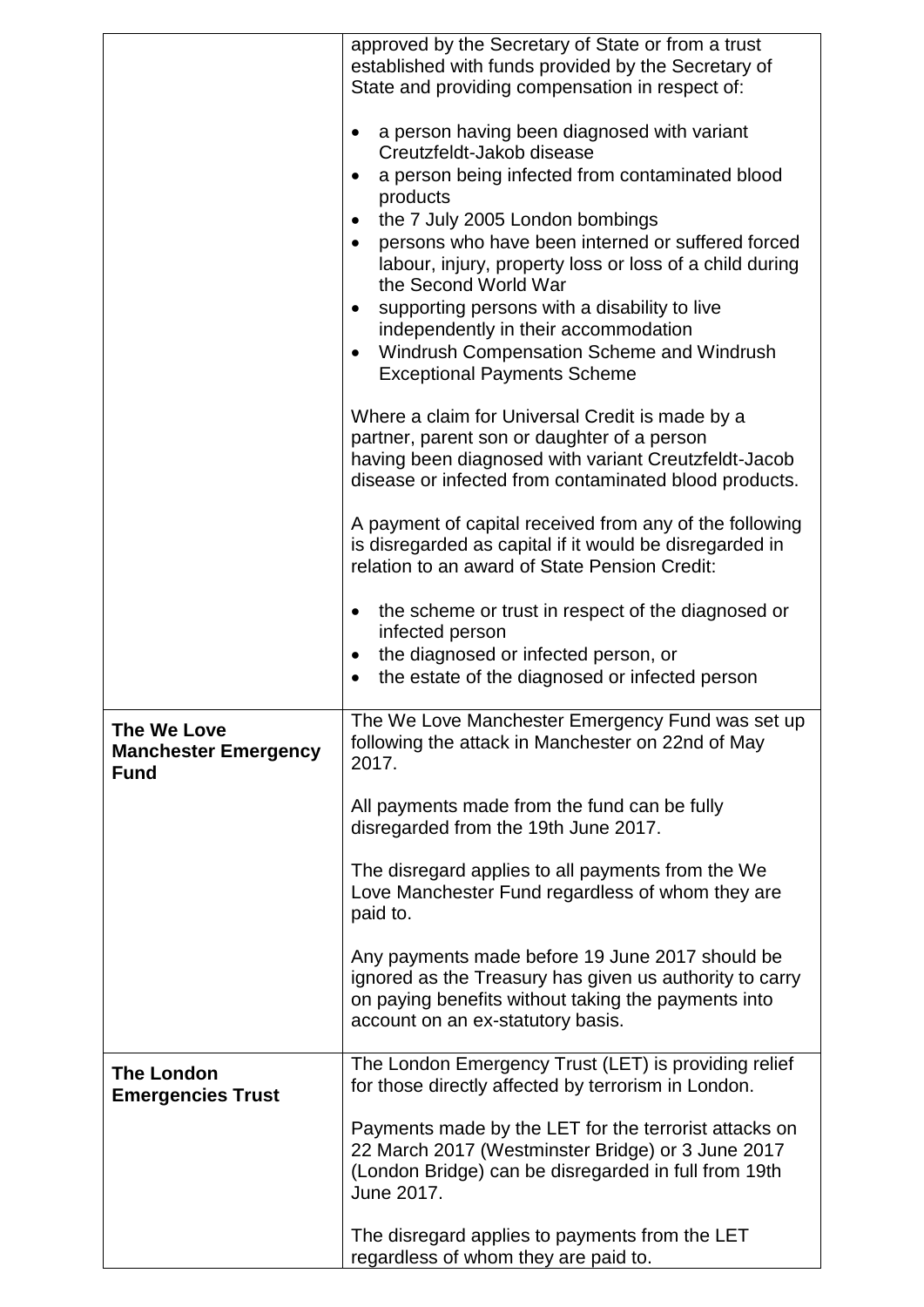| | |
|---|---|
| | approved by the Secretary of State or from a trust established with funds provided by the Secretary of State and providing compensation in respect of:<br><br>• a person having been diagnosed with variant Creutzfeldt-Jakob disease<br>• a person being infected from contaminated blood products<br>• the 7 July 2005 London bombings<br>• persons who have been interned or suffered forced labour, injury, property loss or loss of a child during the Second World War<br>• supporting persons with a disability to live independently in their accommodation<br>• Windrush Compensation Scheme and Windrush Exceptional Payments Scheme<br><br>Where a claim for Universal Credit is made by a partner, parent son or daughter of a person having been diagnosed with variant Creutzfeldt-Jacob disease or infected from contaminated blood products.<br><br>A payment of capital received from any of the following is disregarded as capital if it would be disregarded in relation to an award of State Pension Credit:<br><br>• the scheme or trust in respect of the diagnosed or infected person<br>• the diagnosed or infected person, or<br>• the estate of the diagnosed or infected person |
| **The We Love Manchester Emergency Fund** | The We Love Manchester Emergency Fund was set up following the attack in Manchester on 22nd of May 2017.<br><br>All payments made from the fund can be fully disregarded from the 19th June 2017.<br><br>The disregard applies to all payments from the We Love Manchester Fund regardless of whom they are paid to.<br><br>Any payments made before 19 June 2017 should be ignored as the Treasury has given us authority to carry on paying benefits without taking the payments into account on an ex-statutory basis. |
| **The London Emergencies Trust** | The London Emergency Trust (LET) is providing relief for those directly affected by terrorism in London.<br><br>Payments made by the LET for the terrorist attacks on 22 March 2017 (Westminster Bridge) or 3 June 2017 (London Bridge) can be disregarded in full from 19th June 2017.<br><br>The disregard applies to payments from the LET regardless of whom they are paid to. |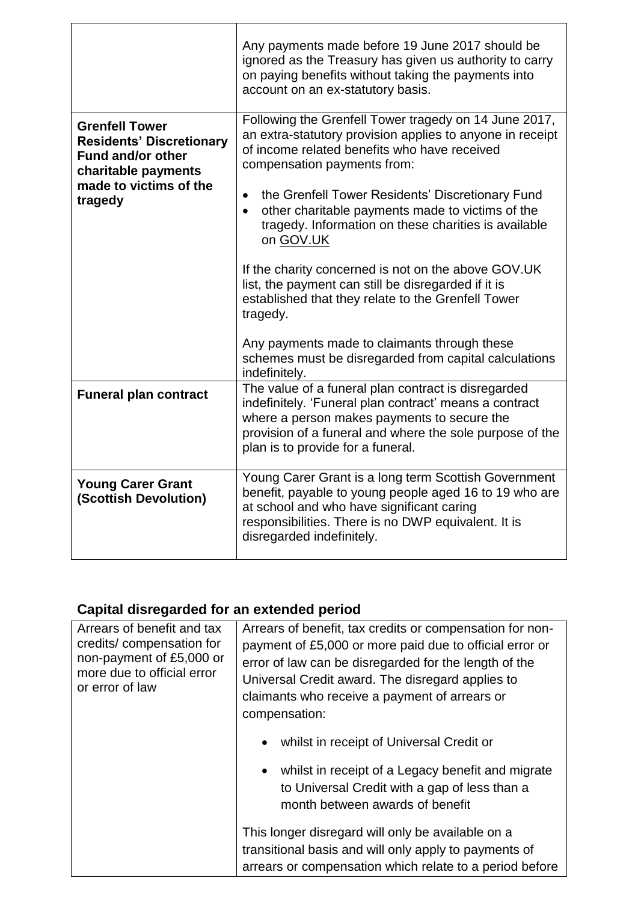| | |
|---|---|
| | Any payments made before 19 June 2017 should be ignored as the Treasury has given us authority to carry on paying benefits without taking the payments into account on an ex-statutory basis. |
| **Grenfell Tower Residents' Discretionary Fund and/or other charitable payments made to victims of the tragedy** | Following the Grenfell Tower tragedy on 14 June 2017, an extra-statutory provision applies to anyone in receipt of income related benefits who have received compensation payments from:<br><br>• the Grenfell Tower Residents' Discretionary Fund<br>• other charitable payments made to victims of the tragedy. Information on these charities is available on GOV.UK<br><br>If the charity concerned is not on the above GOV.UK list, the payment can still be disregarded if it is established that they relate to the Grenfell Tower tragedy.<br><br>Any payments made to claimants through these schemes must be disregarded from capital calculations indefinitely. |
| **Funeral plan contract** | The value of a funeral plan contract is disregarded indefinitely. 'Funeral plan contract' means a contract where a person makes payments to secure the provision of a funeral and where the sole purpose of the plan is to provide for a funeral. |
| **Young Carer Grant (Scottish Devolution)** | Young Carer Grant is a long term Scottish Government benefit, payable to young people aged 16 to 19 who are at school and who have significant caring responsibilities. There is no DWP equivalent. It is disregarded indefinitely. |

## Capital disregarded for an extended period

| | |
|---|---|
| Arrears of benefit and tax credits/ compensation for non-payment of £5,000 or more due to official error or error of law | Arrears of benefit, tax credits or compensation for non-payment of £5,000 or more paid due to official error or error of law can be disregarded for the length of the Universal Credit award. The disregard applies to claimants who receive a payment of arrears or compensation:<br><br>• whilst in receipt of Universal Credit or<br><br>• whilst in receipt of a Legacy benefit and migrate to Universal Credit with a gap of less than a month between awards of benefit<br><br>This longer disregard will only be available on a transitional basis and will only apply to payments of arrears or compensation which relate to a period before |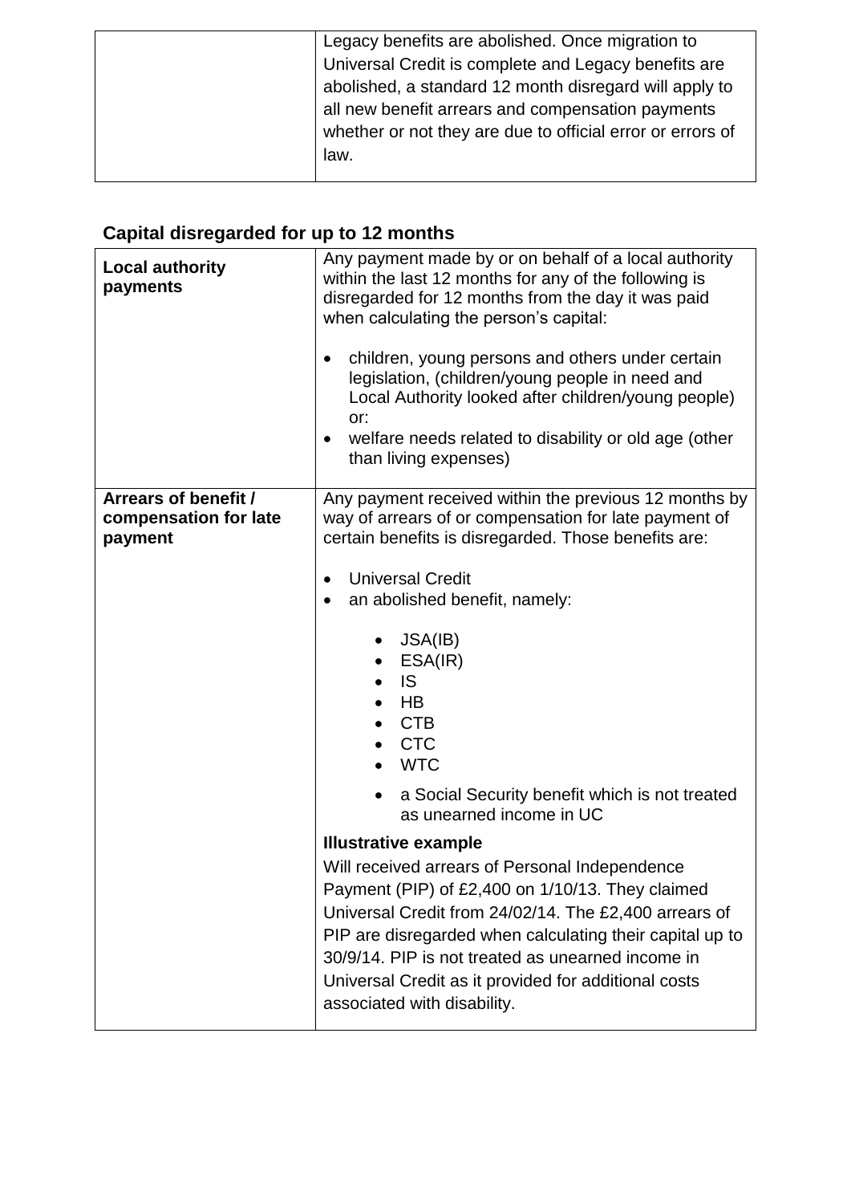| | |
|---|---|
| | Legacy benefits are abolished. Once migration to Universal Credit is complete and Legacy benefits are abolished, a standard 12 month disregard will apply to all new benefit arrears and compensation payments whether or not they are due to official error or errors of law. |

## Capital disregarded for up to 12 months

| | |
|---|---|
| **Local authority payments** | Any payment made by or on behalf of a local authority within the last 12 months for any of the following is disregarded for 12 months from the day it was paid when calculating the person's capital:<br><br>• children, young persons and others under certain legislation, (children/young people in need and Local Authority looked after children/young people) or:<br>• welfare needs related to disability or old age (other than living expenses) |
| **Arrears of benefit / compensation for late payment** | Any payment received within the previous 12 months by way of arrears of or compensation for late payment of certain benefits is disregarded. Those benefits are:<br><br>• Universal Credit<br>• an abolished benefit, namely:<br>&nbsp;&nbsp;&nbsp;&nbsp;• JSA(IB)<br>&nbsp;&nbsp;&nbsp;&nbsp;• ESA(IR)<br>&nbsp;&nbsp;&nbsp;&nbsp;• IS<br>&nbsp;&nbsp;&nbsp;&nbsp;• HB<br>&nbsp;&nbsp;&nbsp;&nbsp;• CTB<br>&nbsp;&nbsp;&nbsp;&nbsp;• CTC<br>&nbsp;&nbsp;&nbsp;&nbsp;• WTC<br>&nbsp;&nbsp;&nbsp;&nbsp;• a Social Security benefit which is not treated as unearned income in UC<br><br>**Illustrative example**<br>Will received arrears of Personal Independence Payment (PIP) of £2,400 on 1/10/13. They claimed Universal Credit from 24/02/14. The £2,400 arrears of PIP are disregarded when calculating their capital up to 30/9/14. PIP is not treated as unearned income in Universal Credit as it provided for additional costs associated with disability. |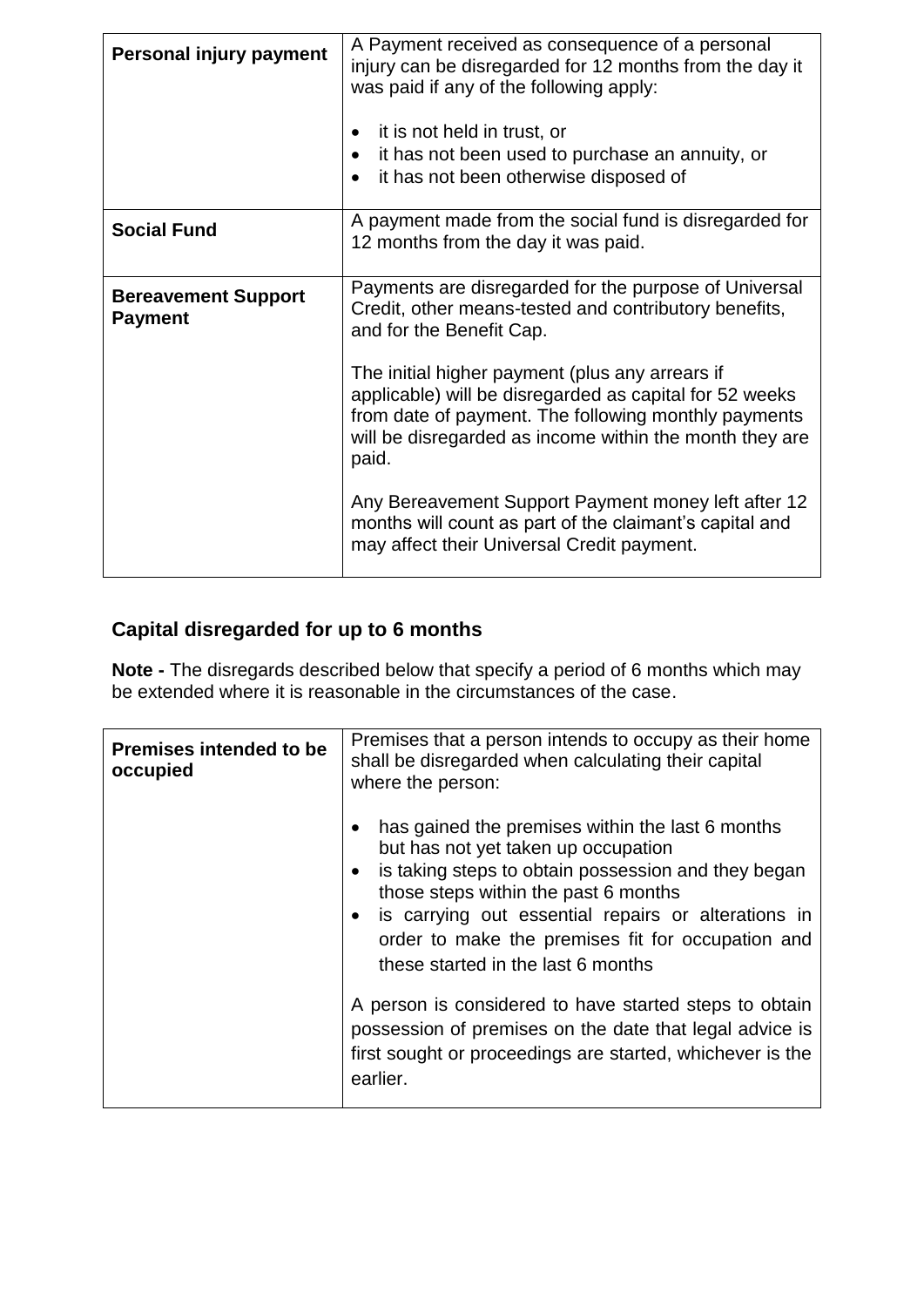| Personal injury payment | A Payment received as consequence of a personal injury can be disregarded for 12 months from the day it was paid if any of the following apply:<br><br>• it is not held in trust, or<br>• it has not been used to purchase an annuity, or<br>• it has not been otherwise disposed of |
|---|---|
| **Social Fund** | A payment made from the social fund is disregarded for 12 months from the day it was paid. |
| **Bereavement Support Payment** | Payments are disregarded for the purpose of Universal Credit, other means-tested and contributory benefits, and for the Benefit Cap.<br><br>The initial higher payment (plus any arrears if applicable) will be disregarded as capital for 52 weeks from date of payment. The following monthly payments will be disregarded as income within the month they are paid.<br><br>Any Bereavement Support Payment money left after 12 months will count as part of the claimant's capital and may affect their Universal Credit payment. |

## Capital disregarded for up to 6 months

**Note -** The disregards described below that specify a period of 6 months which may be extended where it is reasonable in the circumstances of the case.

| Premises intended to be occupied | Premises that a person intends to occupy as their home shall be disregarded when calculating their capital where the person:<br><br>• has gained the premises within the last 6 months but has not yet taken up occupation<br>• is taking steps to obtain possession and they began those steps within the past 6 months<br>• is carrying out essential repairs or alterations in order to make the premises fit for occupation and these started in the last 6 months<br><br>A person is considered to have started steps to obtain possession of premises on the date that legal advice is first sought or proceedings are started, whichever is the earlier. |
|---|---|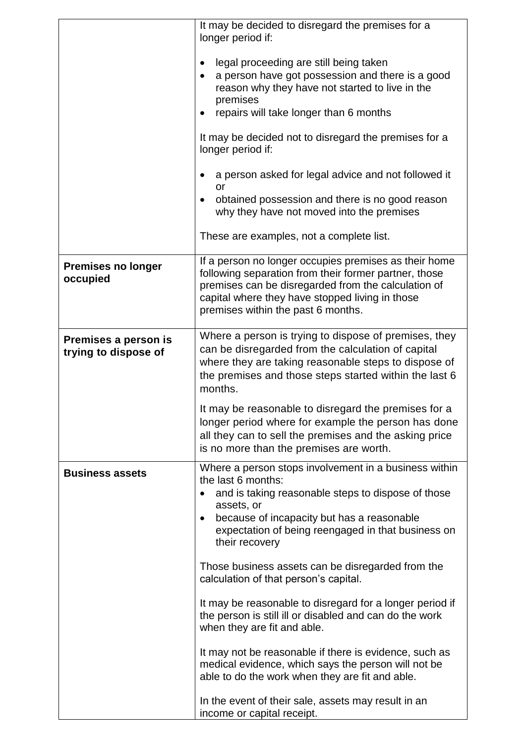| | |
|---|---|
| | It may be decided to disregard the premises for a longer period if:<br><br>• legal proceeding are still being taken<br>• a person have got possession and there is a good reason why they have not started to live in the premises<br>• repairs will take longer than 6 months<br><br>It may be decided not to disregard the premises for a longer period if:<br><br>• a person asked for legal advice and not followed it or<br>• obtained possession and there is no good reason why they have not moved into the premises<br><br>These are examples, not a complete list. |
| **Premises no longer occupied** | If a person no longer occupies premises as their home following separation from their former partner, those premises can be disregarded from the calculation of capital where they have stopped living in those premises within the past 6 months. |
| **Premises a person is trying to dispose of** | Where a person is trying to dispose of premises, they can be disregarded from the calculation of capital where they are taking reasonable steps to dispose of the premises and those steps started within the last 6 months.<br><br>It may be reasonable to disregard the premises for a longer period where for example the person has done all they can to sell the premises and the asking price is no more than the premises are worth. |
| **Business assets** | Where a person stops involvement in a business within the last 6 months:<br>• and is taking reasonable steps to dispose of those assets, or<br>• because of incapacity but has a reasonable expectation of being reengaged in that business on their recovery<br><br>Those business assets can be disregarded from the calculation of that person's capital.<br><br>It may be reasonable to disregard for a longer period if the person is still ill or disabled and can do the work when they are fit and able.<br><br>It may not be reasonable if there is evidence, such as medical evidence, which says the person will not be able to do the work when they are fit and able.<br><br>In the event of their sale, assets may result in an income or capital receipt. |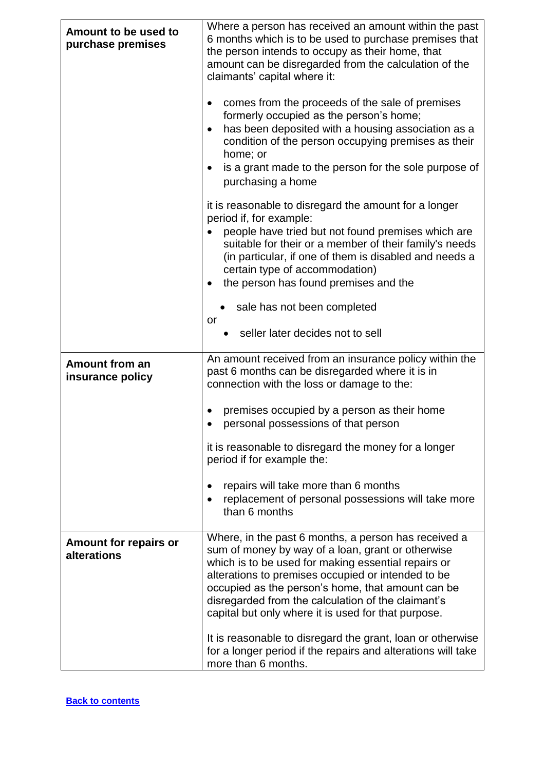| | |
|---|---|
| **Amount to be used to purchase premises** | Where a person has received an amount within the past 6 months which is to be used to purchase premises that the person intends to occupy as their home, that amount can be disregarded from the calculation of the claimants' capital where it:<br><br>• comes from the proceeds of the sale of premises formerly occupied as the person's home;<br>• has been deposited with a housing association as a condition of the person occupying premises as their home; or<br>• is a grant made to the person for the sole purpose of purchasing a home<br><br>it is reasonable to disregard the amount for a longer period if, for example:<br>• people have tried but not found premises which are suitable for their or a member of their family's needs (in particular, if one of them is disabled and needs a certain type of accommodation)<br>• the person has found premises and the<br><br>• sale has not been completed<br>or<br>• seller later decides not to sell |
| **Amount from an insurance policy** | An amount received from an insurance policy within the past 6 months can be disregarded where it is in connection with the loss or damage to the:<br><br>• premises occupied by a person as their home<br>• personal possessions of that person<br><br>it is reasonable to disregard the money for a longer period if for example the:<br><br>• repairs will take more than 6 months<br>• replacement of personal possessions will take more than 6 months |
| **Amount for repairs or alterations** | Where, in the past 6 months, a person has received a sum of money by way of a loan, grant or otherwise which is to be used for making essential repairs or alterations to premises occupied or intended to be occupied as the person's home, that amount can be disregarded from the calculation of the claimant's capital but only where it is used for that purpose.<br><br>It is reasonable to disregard the grant, loan or otherwise for a longer period if the repairs and alterations will take more than 6 months. |

[Back to contents]